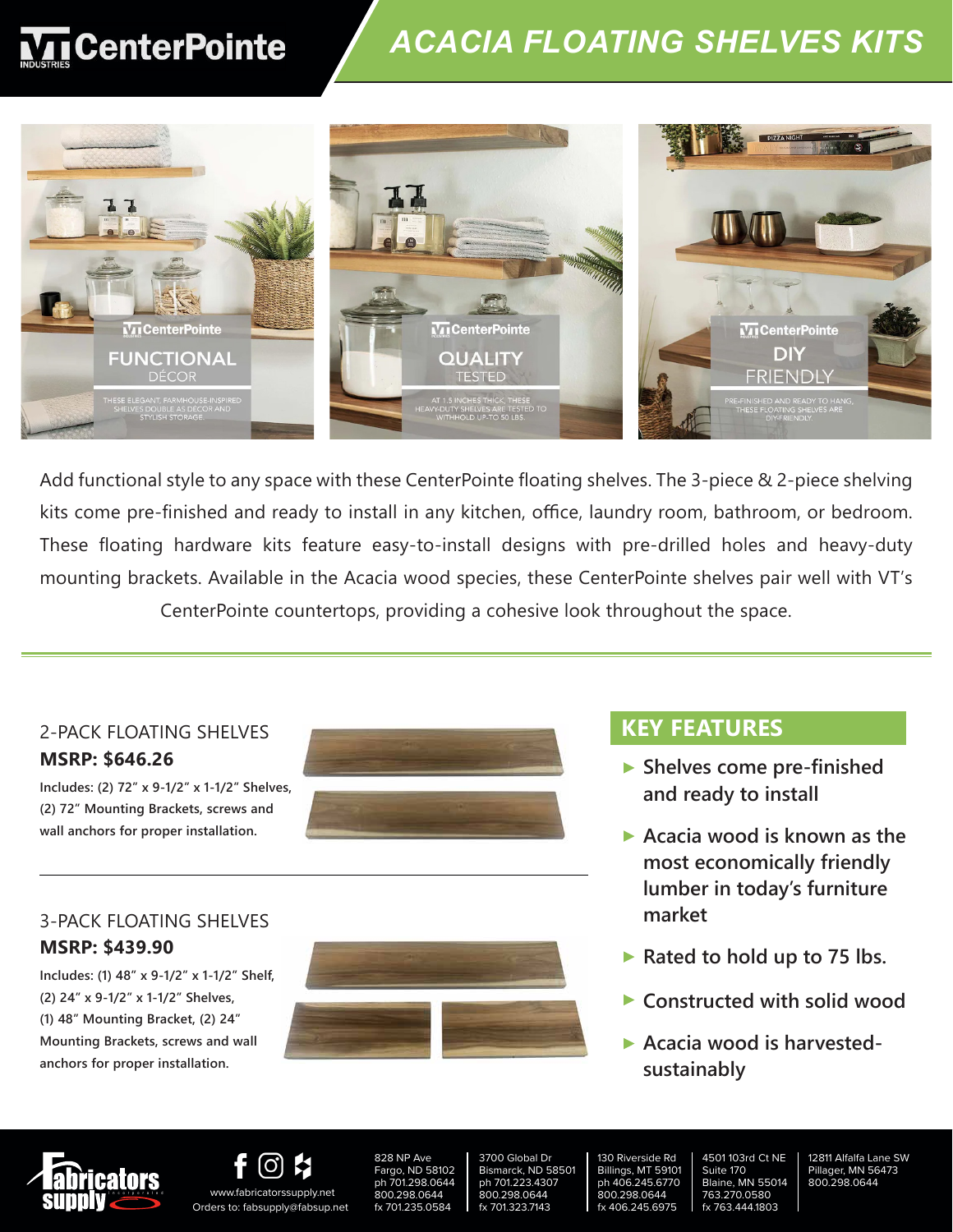CenterPointe INDUSTRIES

# ACACIA FLOATING SHELVES KITS

**FUNCTIONAL DÉCOR**
THESE ELEGANT, FARMHOUSE-INSPIRED SHELVES DOUBLE AS DECOR AND STYLISH STORAGE.

**QUALITY TESTED**
AT 1.5 INCHES THICK, THESE HEAVY-DUTY SHELVES ARE TESTED TO WITHHOLD UP-TO 50 LBS.

**DIY FRIENDLY**
PRE-FINISHED AND READY TO HANG, THESE FLOATING SHELVES ARE DIY-FRIENDLY.

Add functional style to any space with these CenterPointe floating shelves. The 3-piece & 2-piece shelving kits come pre-finished and ready to install in any kitchen, office, laundry room, bathroom, or bedroom. These floating hardware kits feature easy-to-install designs with pre-drilled holes and heavy-duty mounting brackets. Available in the Acacia wood species, these CenterPointe shelves pair well with VT's CenterPointe countertops, providing a cohesive look throughout the space.

## 2-PACK FLOATING SHELVES

**MSRP: $646.26**

**Includes: (2) 72" x 9-1/2" x 1-1/2" Shelves, (2) 72" Mounting Brackets, screws and wall anchors for proper installation.**

## 3-PACK FLOATING SHELVES

**MSRP: $439.90**

**Includes: (1) 48" x 9-1/2" x 1-1/2" Shelf, (2) 24" x 9-1/2" x 1-1/2" Shelves, (1) 48" Mounting Bracket, (2) 24" Mounting Brackets, screws and wall anchors for proper installation.**

## KEY FEATURES

- **Shelves come pre-finished and ready to install**
- **Acacia wood is known as the most economically friendly lumber in today's furniture market**
- **Rated to hold up to 75 lbs.**
- **Constructed with solid wood**
- **Acacia wood is harvested-sustainably**

Fabricators Supply Incorporated

www.fabricatorssupply.net
Orders to: fabsupply@fabsup.net

828 NP Ave
Fargo, ND 58102
ph 701.298.0644
800.298.0644
fx 701.235.0584

3700 Global Dr
Bismarck, ND 58501
ph 701.223.4307
800.298.0644
fx 701.323.7143

130 Riverside Rd
Billings, MT 59101
ph 406.245.6770
800.298.0644
fx 406.245.6975

4501 103rd Ct NE
Suite 170
Blaine, MN 55014
763.270.0580
fx 763.444.1803

12811 Alfalfa Lane SW
Pillager, MN 56473
800.298.0644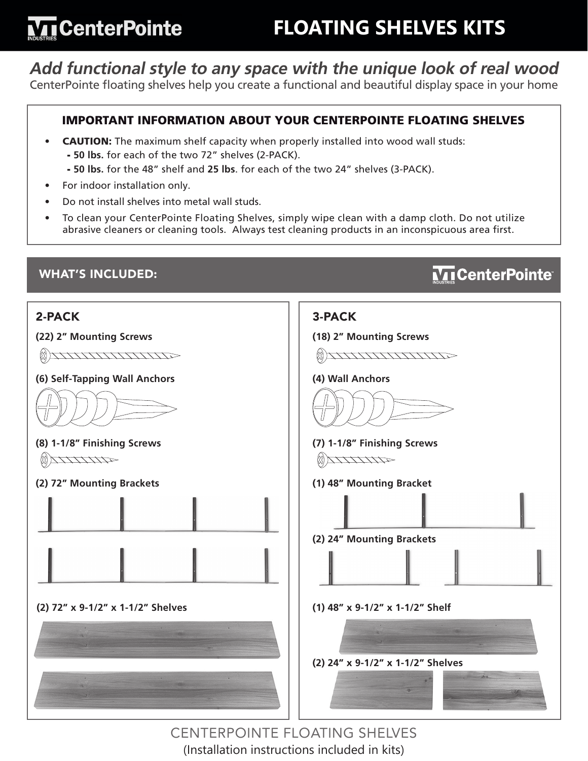# FLOATING SHELVES KITS

## *Add functional style to any space with the unique look of real wood*

CenterPointe floating shelves help you create a functional and beautiful display space in your home

### IMPORTANT INFORMATION ABOUT YOUR CENTERPOINTE FLOATING SHELVES

- **CAUTION:** The maximum shelf capacity when properly installed into wood wall studs:
  - **50 lbs.** for each of the two 72" shelves (2-PACK).
  - **50 lbs.** for the 48" shelf and **25 lbs**. for each of the two 24" shelves (3-PACK).
- For indoor installation only.
- Do not install shelves into metal wall studs.
- To clean your CenterPointe Floating Shelves, simply wipe clean with a damp cloth. Do not utilize abrasive cleaners or cleaning tools. Always test cleaning products in an inconspicuous area first.

## WHAT'S INCLUDED:

### 2-PACK

**(22) 2" Mounting Screws**

**(6) Self-Tapping Wall Anchors**

**(8) 1-1/8" Finishing Screws**

**(2) 72" Mounting Brackets**

**(2) 72" x 9-1/2" x 1-1/2" Shelves**

### 3-PACK

**(18) 2" Mounting Screws**

**(4) Wall Anchors**

**(7) 1-1/8" Finishing Screws**

**(1) 48" Mounting Bracket**

**(2) 24" Mounting Brackets**

**(1) 48" x 9-1/2" x 1-1/2" Shelf**

**(2) 24" x 9-1/2" x 1-1/2" Shelves**

CENTERPOINTE FLOATING SHELVES

(Installation instructions included in kits)